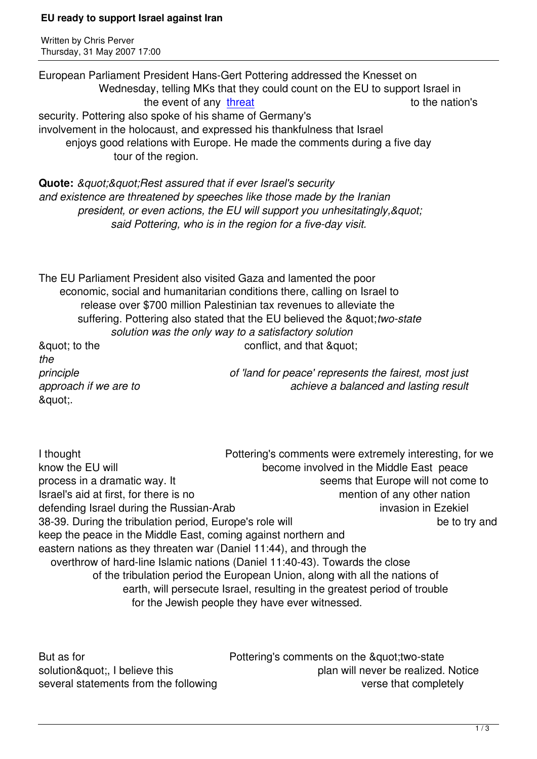# EU ready to support Israel against Iran

Written by Chris Perver
Thursday, 31 May 2007 17:00

European Parliament President Hans-Gert Pottering addressed the Knesset on Wednesday, telling MKs that they could count on the EU to support Israel in the event of any threat to the nation's security. Pottering also spoke of his shame of Germany's involvement in the holocaust, and expressed his thankfulness that Israel enjoys good relations with Europe. He made the comments during a five day tour of the region.

**Quote:** *&quot;&quot;Rest assured that if ever Israel's security and existence are threatened by speeches like those made by the Iranian president, or even actions, the EU will support you unhesitatingly,&quot;* *said Pottering, who is in the region for a five-day visit.*

The EU Parliament President also visited Gaza and lamented the poor economic, social and humanitarian conditions there, calling on Israel to release over $700 million Palestinian tax revenues to alleviate the suffering. Pottering also stated that the EU believed the &quot;*two-state solution was the only way to a satisfactory solution* &quot; to the conflict, and that &quot; *the principle of 'land for peace' represents the fairest, most just approach if we are to achieve a balanced and lasting result* &quot;.

I thought Pottering's comments were extremely interesting, for we know the EU will become involved in the Middle East peace process in a dramatic way. It seems that Europe will not come to Israel's aid at first, for there is no mention of any other nation defending Israel during the Russian-Arab invasion in Ezekiel 38-39. During the tribulation period, Europe's role will be to try and keep the peace in the Middle East, coming against northern and eastern nations as they threaten war (Daniel 11:44), and through the overthrow of hard-line Islamic nations (Daniel 11:40-43). Towards the close of the tribulation period the European Union, along with all the nations of earth, will persecute Israel, resulting in the greatest period of trouble for the Jewish people they have ever witnessed.

But as for Pottering's comments on the &quot;two-state solution&quot;, I believe this plan will never be realized. Notice several statements from the following verse that completely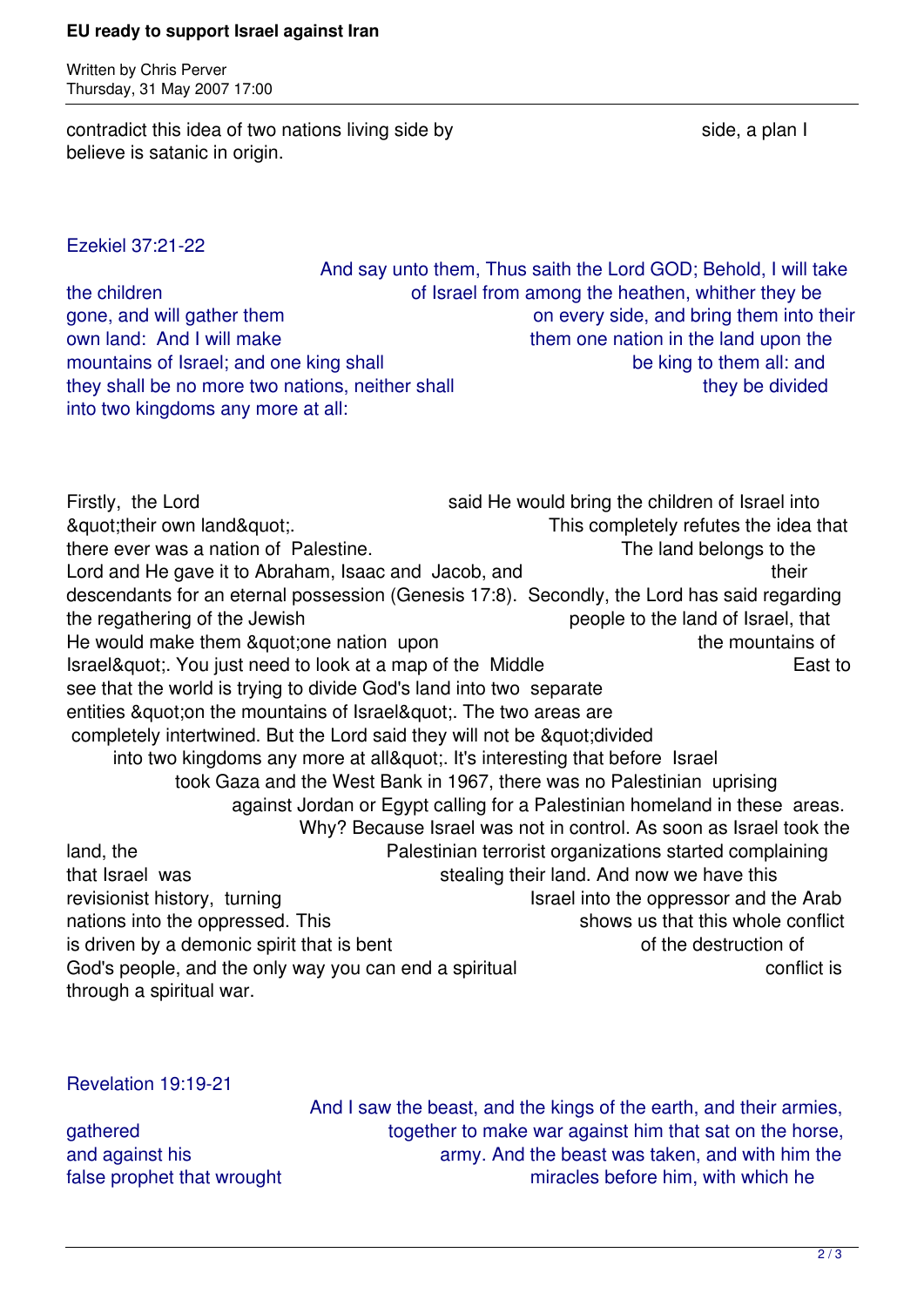contradict this idea of two nations living side by side, a plan I believe is satanic in origin.

Ezekiel 37:21-22

And say unto them, Thus saith the Lord GOD; Behold, I will take the children of Israel from among the heathen, whither they be gone, and will gather them on every side, and bring them into their own land: And I will make them one nation in the land upon the mountains of Israel; and one king shall be king to them all: and they shall be no more two nations, neither shall they be divided into two kingdoms any more at all:

Firstly, the Lord said He would bring the children of Israel into &quot;their own land&quot;. This completely refutes the idea that there ever was a nation of Palestine. The land belongs to the Lord and He gave it to Abraham, Isaac and Jacob, and their descendants for an eternal possession (Genesis 17:8). Secondly, the Lord has said regarding the regathering of the Jewish people to the land of Israel, that He would make them &quot;one nation upon the mountains of Israel&quot;. You just need to look at a map of the Middle East to see that the world is trying to divide God's land into two separate entities &quot;on the mountains of Israel&quot;. The two areas are completely intertwined. But the Lord said they will not be &quot;divided into two kingdoms any more at all&quot;. It's interesting that before Israel took Gaza and the West Bank in 1967, there was no Palestinian uprising against Jordan or Egypt calling for a Palestinian homeland in these areas. Why? Because Israel was not in control. As soon as Israel took the land, the Palestinian terrorist organizations started complaining that Israel was stealing their land. And now we have this revisionist history, turning Israel into the oppressor and the Arab nations into the oppressed. This shows us that this whole conflict is driven by a demonic spirit that is bent of the destruction of God's people, and the only way you can end a spiritual conflict is through a spiritual war.

Revelation 19:19-21

And I saw the beast, and the kings of the earth, and their armies, gathered together to make war against him that sat on the horse, and against his army. And the beast was taken, and with him the false prophet that wrought miracles before him, with which he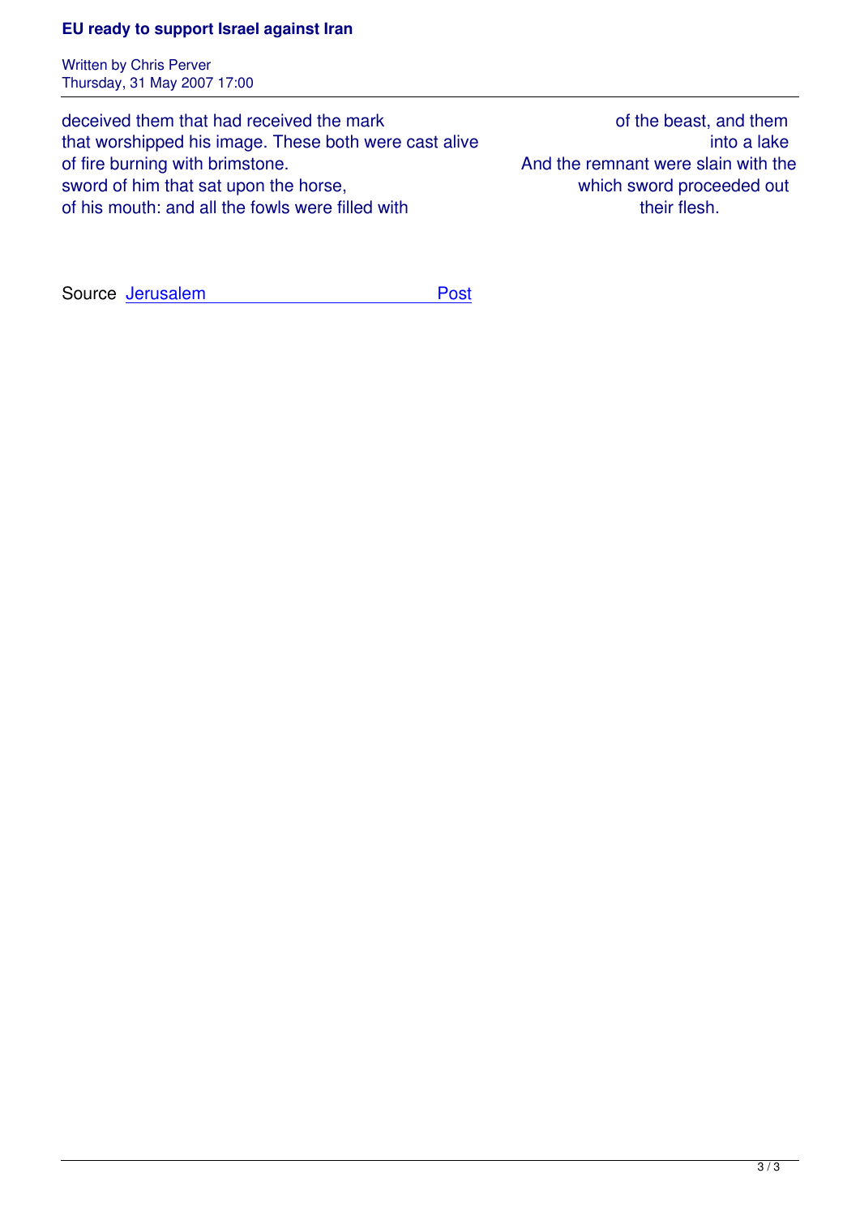deceived them that had received the mark of the beast, and them that worshipped his image. These both were cast alive into a lake of fire burning with brimstone. And the remnant were slain with the sword of him that sat upon the horse, which sword proceeded out of his mouth: and all the fowls were filled with their flesh.

Source Jerusalem Post